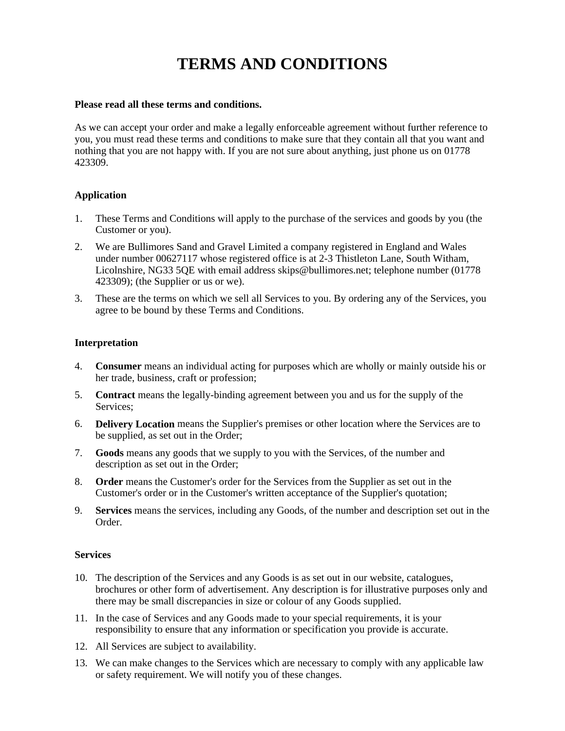# TERMS AND CONDITIONS

**Please read all these terms and conditions.**

As we can accept your order and make a legally enforceable agreement without further reference to you, you must read these terms and conditions to make sure that they contain all that you want and nothing that you are not happy with. If you are not sure about anything, just phone us on 01778 423309.

**Application**

1. These Terms and Conditions will apply to the purchase of the services and goods by you (the Customer or you).
2. We are Bullimores Sand and Gravel Limited a company registered in England and Wales under number 00627117 whose registered office is at 2-3 Thistleton Lane, South Witham, Licolnshire, NG33 5QE with email address skips@bullimores.net; telephone number (01778 423309); (the Supplier or us or we).
3. These are the terms on which we sell all Services to you. By ordering any of the Services, you agree to be bound by these Terms and Conditions.

**Interpretation**

4. **Consumer** means an individual acting for purposes which are wholly or mainly outside his or her trade, business, craft or profession;
5. **Contract** means the legally-binding agreement between you and us for the supply of the Services;
6. **Delivery Location** means the Supplier's premises or other location where the Services are to be supplied, as set out in the Order;
7. **Goods** means any goods that we supply to you with the Services, of the number and description as set out in the Order;
8. **Order** means the Customer's order for the Services from the Supplier as set out in the Customer's order or in the Customer's written acceptance of the Supplier's quotation;
9. **Services** means the services, including any Goods, of the number and description set out in the Order.

**Services**

10. The description of the Services and any Goods is as set out in our website, catalogues, brochures or other form of advertisement. Any description is for illustrative purposes only and there may be small discrepancies in size or colour of any Goods supplied.
11. In the case of Services and any Goods made to your special requirements, it is your responsibility to ensure that any information or specification you provide is accurate.
12. All Services are subject to availability.
13. We can make changes to the Services which are necessary to comply with any applicable law or safety requirement. We will notify you of these changes.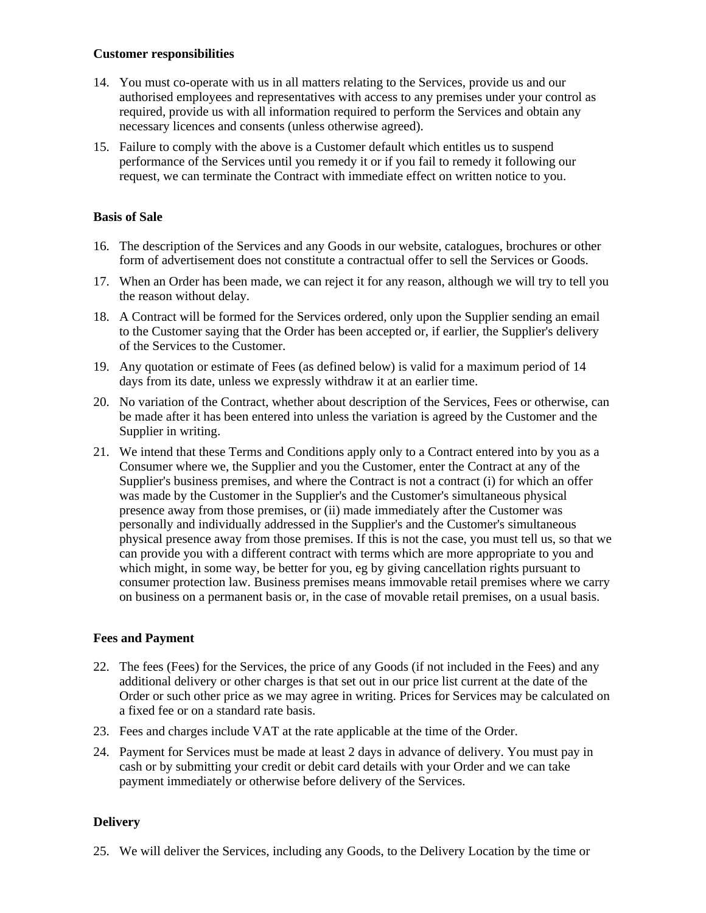**Customer responsibilities**

14. You must co-operate with us in all matters relating to the Services, provide us and our authorised employees and representatives with access to any premises under your control as required, provide us with all information required to perform the Services and obtain any necessary licences and consents (unless otherwise agreed).

15. Failure to comply with the above is a Customer default which entitles us to suspend performance of the Services until you remedy it or if you fail to remedy it following our request, we can terminate the Contract with immediate effect on written notice to you.

**Basis of Sale**

16. The description of the Services and any Goods in our website, catalogues, brochures or other form of advertisement does not constitute a contractual offer to sell the Services or Goods.

17. When an Order has been made, we can reject it for any reason, although we will try to tell you the reason without delay.

18. A Contract will be formed for the Services ordered, only upon the Supplier sending an email to the Customer saying that the Order has been accepted or, if earlier, the Supplier's delivery of the Services to the Customer.

19. Any quotation or estimate of Fees (as defined below) is valid for a maximum period of 14 days from its date, unless we expressly withdraw it at an earlier time.

20. No variation of the Contract, whether about description of the Services, Fees or otherwise, can be made after it has been entered into unless the variation is agreed by the Customer and the Supplier in writing.

21. We intend that these Terms and Conditions apply only to a Contract entered into by you as a Consumer where we, the Supplier and you the Customer, enter the Contract at any of the Supplier's business premises, and where the Contract is not a contract (i) for which an offer was made by the Customer in the Supplier's and the Customer's simultaneous physical presence away from those premises, or (ii) made immediately after the Customer was personally and individually addressed in the Supplier's and the Customer's simultaneous physical presence away from those premises. If this is not the case, you must tell us, so that we can provide you with a different contract with terms which are more appropriate to you and which might, in some way, be better for you, eg by giving cancellation rights pursuant to consumer protection law. Business premises means immovable retail premises where we carry on business on a permanent basis or, in the case of movable retail premises, on a usual basis.

**Fees and Payment**

22. The fees (Fees) for the Services, the price of any Goods (if not included in the Fees) and any additional delivery or other charges is that set out in our price list current at the date of the Order or such other price as we may agree in writing. Prices for Services may be calculated on a fixed fee or on a standard rate basis.

23. Fees and charges include VAT at the rate applicable at the time of the Order.

24. Payment for Services must be made at least 2 days in advance of delivery. You must pay in cash or by submitting your credit or debit card details with your Order and we can take payment immediately or otherwise before delivery of the Services.

**Delivery**

25. We will deliver the Services, including any Goods, to the Delivery Location by the time or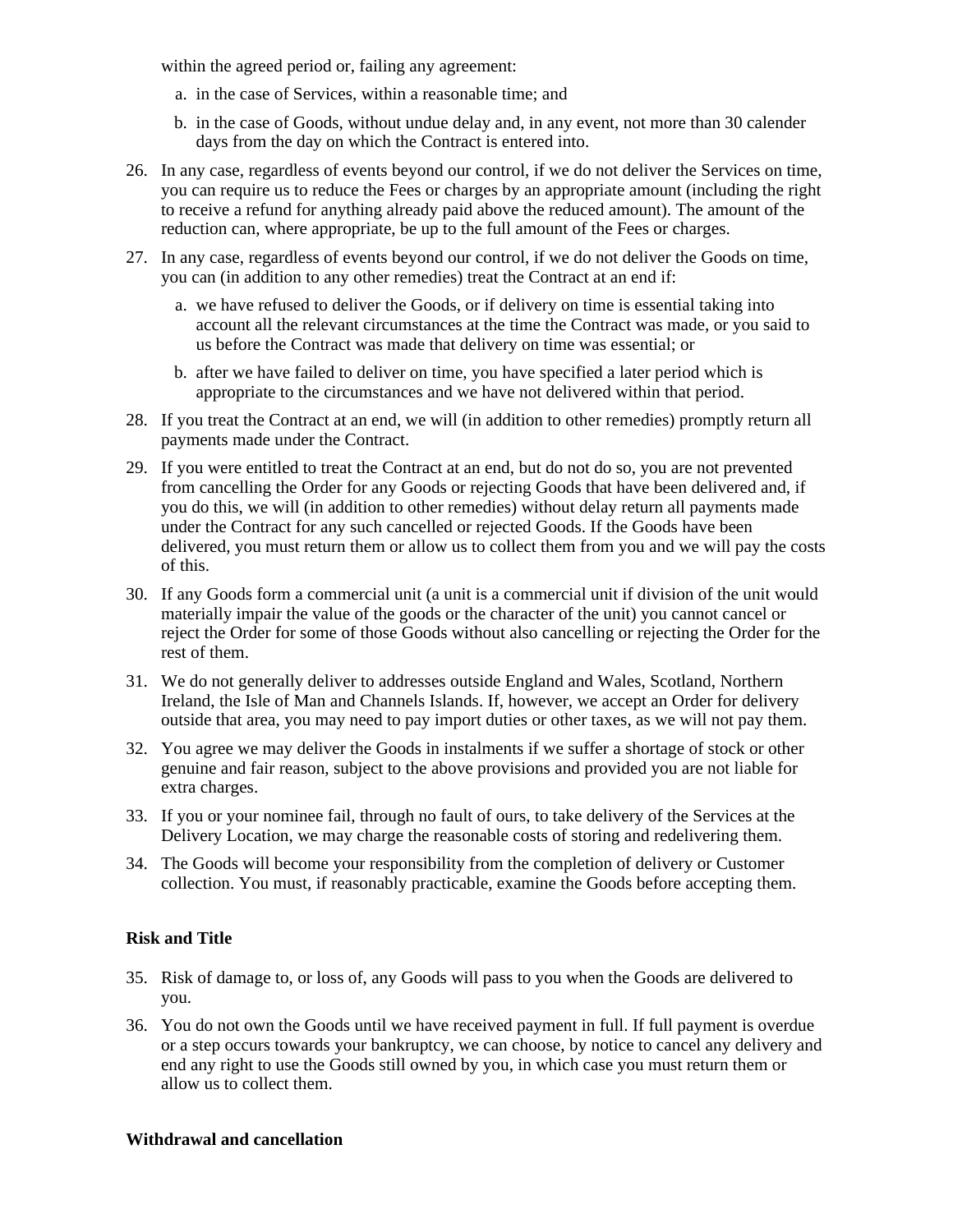within the agreed period or, failing any agreement:

a. in the case of Services, within a reasonable time; and

b. in the case of Goods, without undue delay and, in any event, not more than 30 calender days from the day on which the Contract is entered into.

26. In any case, regardless of events beyond our control, if we do not deliver the Services on time, you can require us to reduce the Fees or charges by an appropriate amount (including the right to receive a refund for anything already paid above the reduced amount). The amount of the reduction can, where appropriate, be up to the full amount of the Fees or charges.

27. In any case, regardless of events beyond our control, if we do not deliver the Goods on time, you can (in addition to any other remedies) treat the Contract at an end if:

    a. we have refused to deliver the Goods, or if delivery on time is essential taking into account all the relevant circumstances at the time the Contract was made, or you said to us before the Contract was made that delivery on time was essential; or

    b. after we have failed to deliver on time, you have specified a later period which is appropriate to the circumstances and we have not delivered within that period.

28. If you treat the Contract at an end, we will (in addition to other remedies) promptly return all payments made under the Contract.

29. If you were entitled to treat the Contract at an end, but do not do so, you are not prevented from cancelling the Order for any Goods or rejecting Goods that have been delivered and, if you do this, we will (in addition to other remedies) without delay return all payments made under the Contract for any such cancelled or rejected Goods. If the Goods have been delivered, you must return them or allow us to collect them from you and we will pay the costs of this.

30. If any Goods form a commercial unit (a unit is a commercial unit if division of the unit would materially impair the value of the goods or the character of the unit) you cannot cancel or reject the Order for some of those Goods without also cancelling or rejecting the Order for the rest of them.

31. We do not generally deliver to addresses outside England and Wales, Scotland, Northern Ireland, the Isle of Man and Channels Islands. If, however, we accept an Order for delivery outside that area, you may need to pay import duties or other taxes, as we will not pay them.

32. You agree we may deliver the Goods in instalments if we suffer a shortage of stock or other genuine and fair reason, subject to the above provisions and provided you are not liable for extra charges.

33. If you or your nominee fail, through no fault of ours, to take delivery of the Services at the Delivery Location, we may charge the reasonable costs of storing and redelivering them.

34. The Goods will become your responsibility from the completion of delivery or Customer collection. You must, if reasonably practicable, examine the Goods before accepting them.

**Risk and Title**

35. Risk of damage to, or loss of, any Goods will pass to you when the Goods are delivered to you.

36. You do not own the Goods until we have received payment in full. If full payment is overdue or a step occurs towards your bankruptcy, we can choose, by notice to cancel any delivery and end any right to use the Goods still owned by you, in which case you must return them or allow us to collect them.

**Withdrawal and cancellation**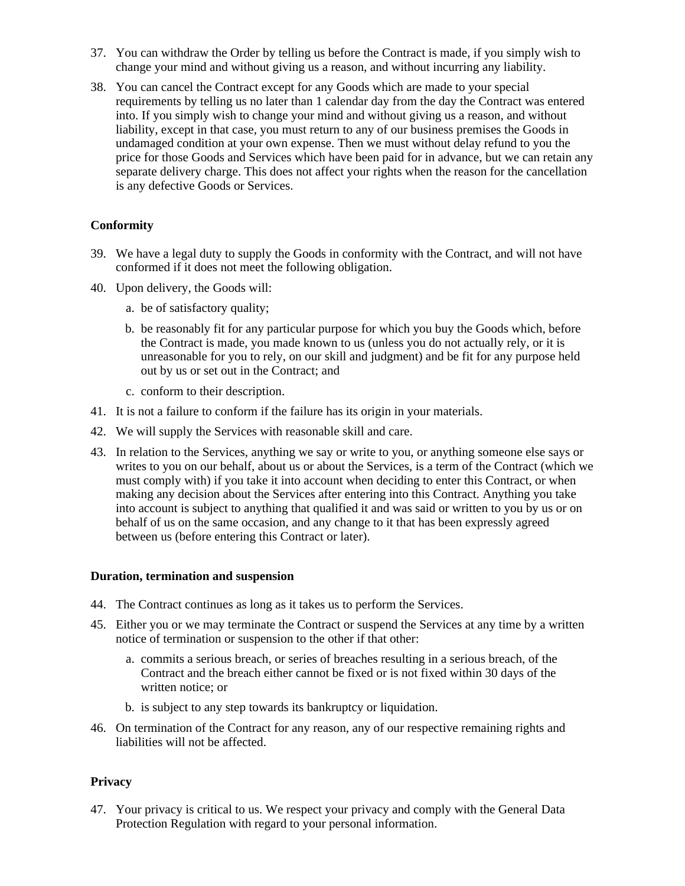37. You can withdraw the Order by telling us before the Contract is made, if you simply wish to change your mind and without giving us a reason, and without incurring any liability.

38. You can cancel the Contract except for any Goods which are made to your special requirements by telling us no later than 1 calendar day from the day the Contract was entered into. If you simply wish to change your mind and without giving us a reason, and without liability, except in that case, you must return to any of our business premises the Goods in undamaged condition at your own expense. Then we must without delay refund to you the price for those Goods and Services which have been paid for in advance, but we can retain any separate delivery charge. This does not affect your rights when the reason for the cancellation is any defective Goods or Services.

**Conformity**

39. We have a legal duty to supply the Goods in conformity with the Contract, and will not have conformed if it does not meet the following obligation.

40. Upon delivery, the Goods will:

    a. be of satisfactory quality;

    b. be reasonably fit for any particular purpose for which you buy the Goods which, before the Contract is made, you made known to us (unless you do not actually rely, or it is unreasonable for you to rely, on our skill and judgment) and be fit for any purpose held out by us or set out in the Contract; and

    c. conform to their description.

41. It is not a failure to conform if the failure has its origin in your materials.

42. We will supply the Services with reasonable skill and care.

43. In relation to the Services, anything we say or write to you, or anything someone else says or writes to you on our behalf, about us or about the Services, is a term of the Contract (which we must comply with) if you take it into account when deciding to enter this Contract, or when making any decision about the Services after entering into this Contract. Anything you take into account is subject to anything that qualified it and was said or written to you by us or on behalf of us on the same occasion, and any change to it that has been expressly agreed between us (before entering this Contract or later).

**Duration, termination and suspension**

44. The Contract continues as long as it takes us to perform the Services.

45. Either you or we may terminate the Contract or suspend the Services at any time by a written notice of termination or suspension to the other if that other:

    a. commits a serious breach, or series of breaches resulting in a serious breach, of the Contract and the breach either cannot be fixed or is not fixed within 30 days of the written notice; or

    b. is subject to any step towards its bankruptcy or liquidation.

46. On termination of the Contract for any reason, any of our respective remaining rights and liabilities will not be affected.

**Privacy**

47. Your privacy is critical to us. We respect your privacy and comply with the General Data Protection Regulation with regard to your personal information.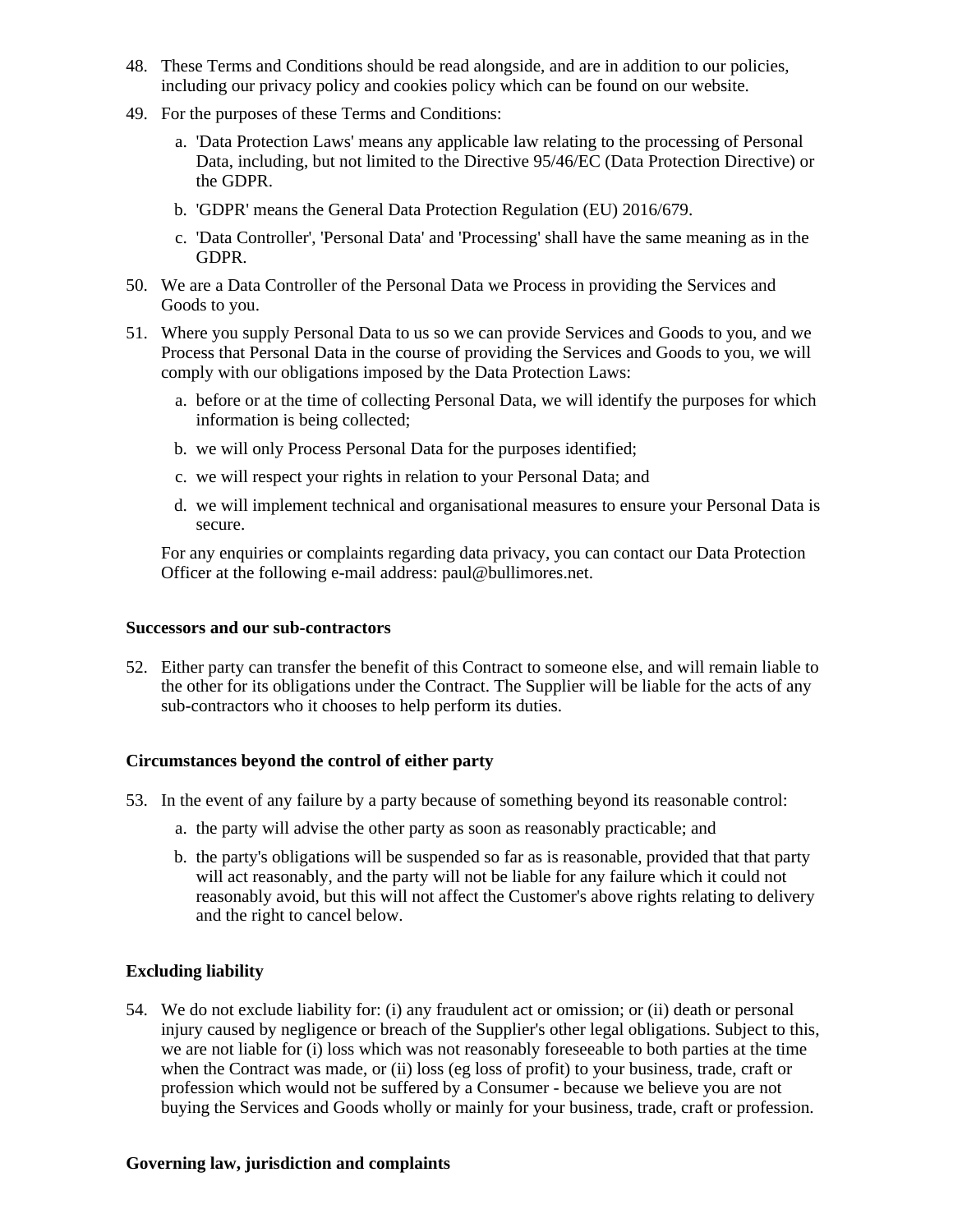48. These Terms and Conditions should be read alongside, and are in addition to our policies, including our privacy policy and cookies policy which can be found on our website.

49. For the purposes of these Terms and Conditions:

    a. 'Data Protection Laws' means any applicable law relating to the processing of Personal Data, including, but not limited to the Directive 95/46/EC (Data Protection Directive) or the GDPR.

    b. 'GDPR' means the General Data Protection Regulation (EU) 2016/679.

    c. 'Data Controller', 'Personal Data' and 'Processing' shall have the same meaning as in the GDPR.

50. We are a Data Controller of the Personal Data we Process in providing the Services and Goods to you.

51. Where you supply Personal Data to us so we can provide Services and Goods to you, and we Process that Personal Data in the course of providing the Services and Goods to you, we will comply with our obligations imposed by the Data Protection Laws:

    a. before or at the time of collecting Personal Data, we will identify the purposes for which information is being collected;

    b. we will only Process Personal Data for the purposes identified;

    c. we will respect your rights in relation to your Personal Data; and

    d. we will implement technical and organisational measures to ensure your Personal Data is secure.

    For any enquiries or complaints regarding data privacy, you can contact our Data Protection Officer at the following e-mail address: paul@bullimores.net.

**Successors and our sub-contractors**

52. Either party can transfer the benefit of this Contract to someone else, and will remain liable to the other for its obligations under the Contract. The Supplier will be liable for the acts of any sub-contractors who it chooses to help perform its duties.

**Circumstances beyond the control of either party**

53. In the event of any failure by a party because of something beyond its reasonable control:

    a. the party will advise the other party as soon as reasonably practicable; and

    b. the party's obligations will be suspended so far as is reasonable, provided that that party will act reasonably, and the party will not be liable for any failure which it could not reasonably avoid, but this will not affect the Customer's above rights relating to delivery and the right to cancel below.

**Excluding liability**

54. We do not exclude liability for: (i) any fraudulent act or omission; or (ii) death or personal injury caused by negligence or breach of the Supplier's other legal obligations. Subject to this, we are not liable for (i) loss which was not reasonably foreseeable to both parties at the time when the Contract was made, or (ii) loss (eg loss of profit) to your business, trade, craft or profession which would not be suffered by a Consumer - because we believe you are not buying the Services and Goods wholly or mainly for your business, trade, craft or profession.

**Governing law, jurisdiction and complaints**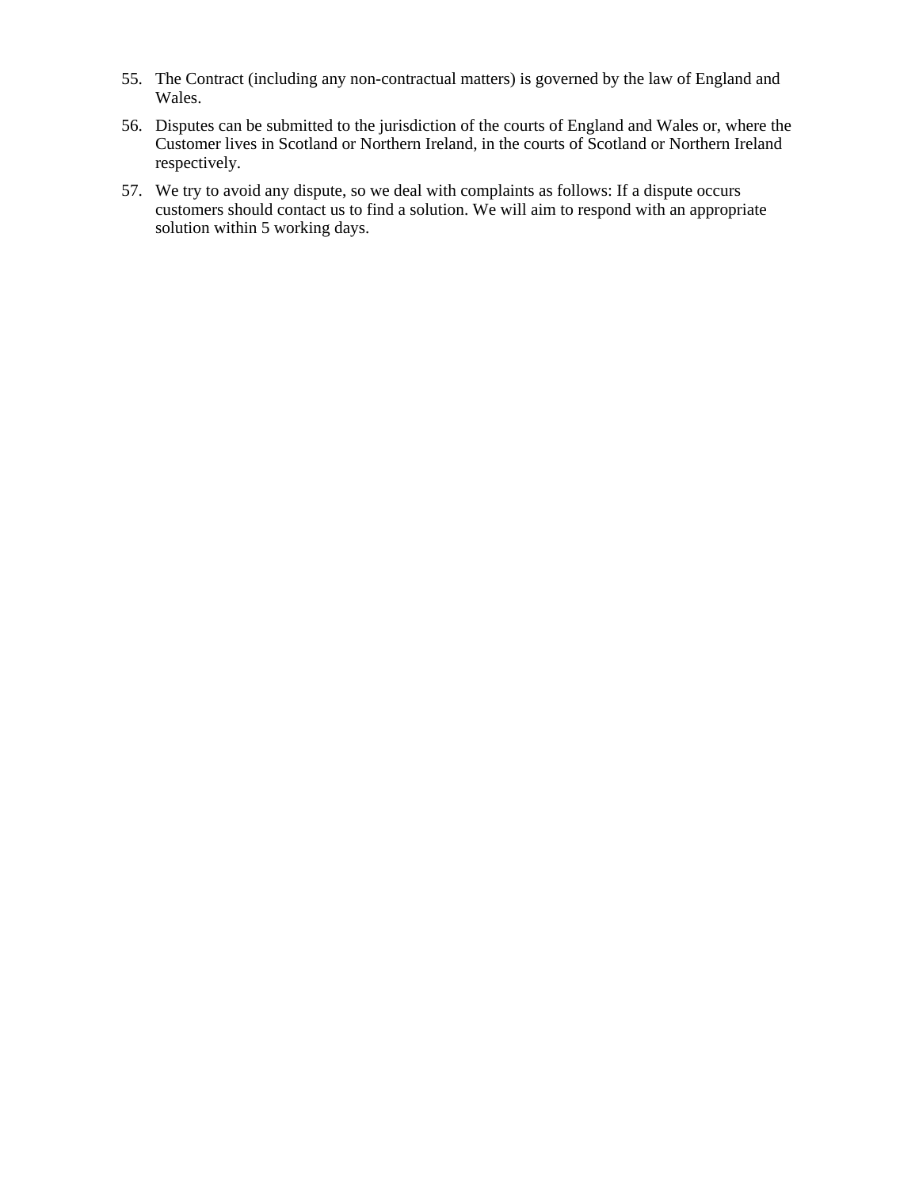55. The Contract (including any non-contractual matters) is governed by the law of England and Wales.
56. Disputes can be submitted to the jurisdiction of the courts of England and Wales or, where the Customer lives in Scotland or Northern Ireland, in the courts of Scotland or Northern Ireland respectively.
57. We try to avoid any dispute, so we deal with complaints as follows: If a dispute occurs customers should contact us to find a solution. We will aim to respond with an appropriate solution within 5 working days.